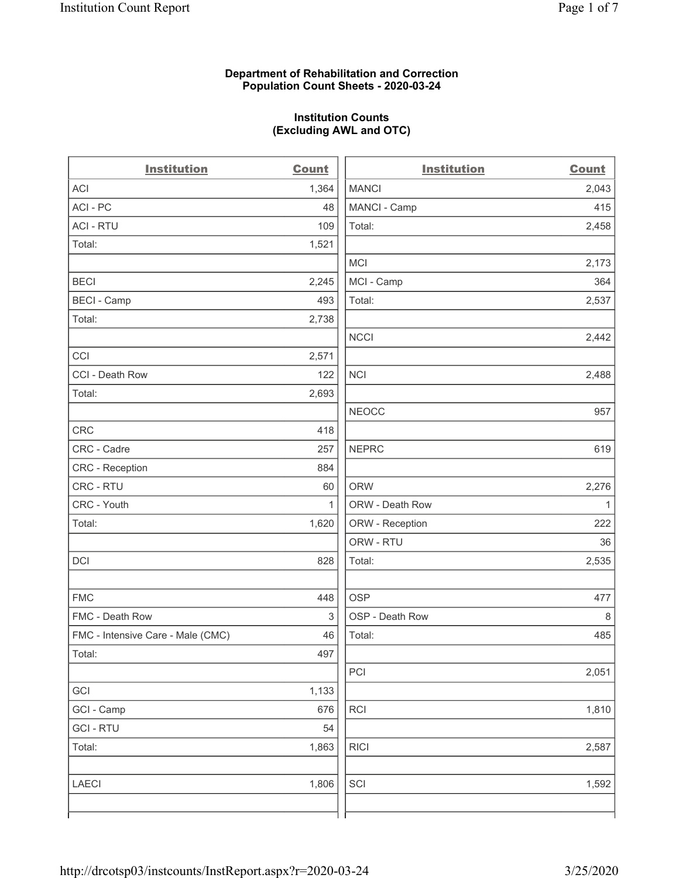**Department of Rehabilitation and Correction**
**Population Count Sheets - 2020-03-24**

**Institution Counts**
**(Excluding AWL and OTC)**

| Institution | Count |
|---|---|
| ACI | 1,364 |
| ACI - PC | 48 |
| ACI - RTU | 109 |
| Total: | 1,521 |
| | |
| BECI | 2,245 |
| BECI - Camp | 493 |
| Total: | 2,738 |
| | |
| CCI | 2,571 |
| CCI - Death Row | 122 |
| Total: | 2,693 |
| | |
| CRC | 418 |
| CRC - Cadre | 257 |
| CRC - Reception | 884 |
| CRC - RTU | 60 |
| CRC - Youth | 1 |
| Total: | 1,620 |
| | |
| DCI | 828 |
| | |
| FMC | 448 |
| FMC - Death Row | 3 |
| FMC - Intensive Care - Male (CMC) | 46 |
| Total: | 497 |
| | |
| GCI | 1,133 |
| GCI - Camp | 676 |
| GCI - RTU | 54 |
| Total: | 1,863 |
| | |
| LAECI | 1,806 |
| | |
| MANCI | 2,043 |
| MANCI - Camp | 415 |
| Total: | 2,458 |
| | |
| MCI | 2,173 |
| MCI - Camp | 364 |
| Total: | 2,537 |
| | |
| NCCI | 2,442 |
| | |
| NCI | 2,488 |
| | |
| NEOCC | 957 |
| | |
| NEPRC | 619 |
| | |
| ORW | 2,276 |
| ORW - Death Row | 1 |
| ORW - Reception | 222 |
| ORW - RTU | 36 |
| Total: | 2,535 |
| | |
| OSP | 477 |
| OSP - Death Row | 8 |
| Total: | 485 |
| | |
| PCI | 2,051 |
| | |
| RCI | 1,810 |
| | |
| RICI | 2,587 |
| | |
| SCI | 1,592 |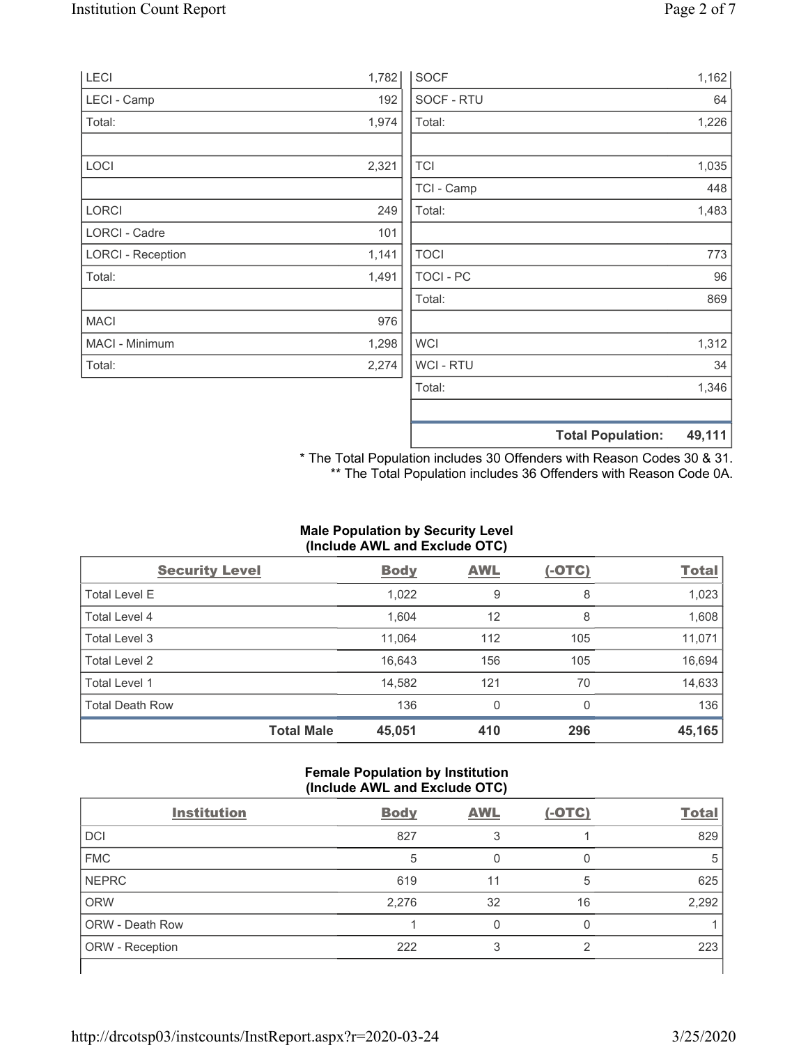| | |
|---|---|
| LECI | 1,782 |
| LECI - Camp | 192 |
| Total: | 1,974 |
| | |
| LOCI | 2,321 |
| | |
| LORCI | 249 |
| LORCI - Cadre | 101 |
| LORCI - Reception | 1,141 |
| Total: | 1,491 |
| | |
| MACI | 976 |
| MACI - Minimum | 1,298 |
| Total: | 2,274 |

| | |
|---|---|
| SOCF | 1,162 |
| SOCF - RTU | 64 |
| Total: | 1,226 |
| | |
| TCI | 1,035 |
| TCI - Camp | 448 |
| Total: | 1,483 |
| | |
| TOCI | 773 |
| TOCI - PC | 96 |
| Total: | 869 |
| | |
| WCI | 1,312 |
| WCI - RTU | 34 |
| Total: | 1,346 |
| | |
| **Total Population:** | **49,111** |

\* The Total Population includes 30 Offenders with Reason Codes 30 & 31.
\*\* The Total Population includes 36 Offenders with Reason Code 0A.

**Male Population by Security Level (Include AWL and Exclude OTC)**

| Security Level | Body | AWL | (-OTC) | Total |
|---|---|---|---|---|
| Total Level E | 1,022 | 9 | 8 | 1,023 |
| Total Level 4 | 1,604 | 12 | 8 | 1,608 |
| Total Level 3 | 11,064 | 112 | 105 | 11,071 |
| Total Level 2 | 16,643 | 156 | 105 | 16,694 |
| Total Level 1 | 14,582 | 121 | 70 | 14,633 |
| Total Death Row | 136 | 0 | 0 | 136 |
| **Total Male** | **45,051** | **410** | **296** | **45,165** |

**Female Population by Institution (Include AWL and Exclude OTC)**

| Institution | Body | AWL | (-OTC) | Total |
|---|---|---|---|---|
| DCI | 827 | 3 | 1 | 829 |
| FMC | 5 | 0 | 0 | 5 |
| NEPRC | 619 | 11 | 5 | 625 |
| ORW | 2,276 | 32 | 16 | 2,292 |
| ORW - Death Row | 1 | 0 | 0 | 1 |
| ORW - Reception | 222 | 3 | 2 | 223 |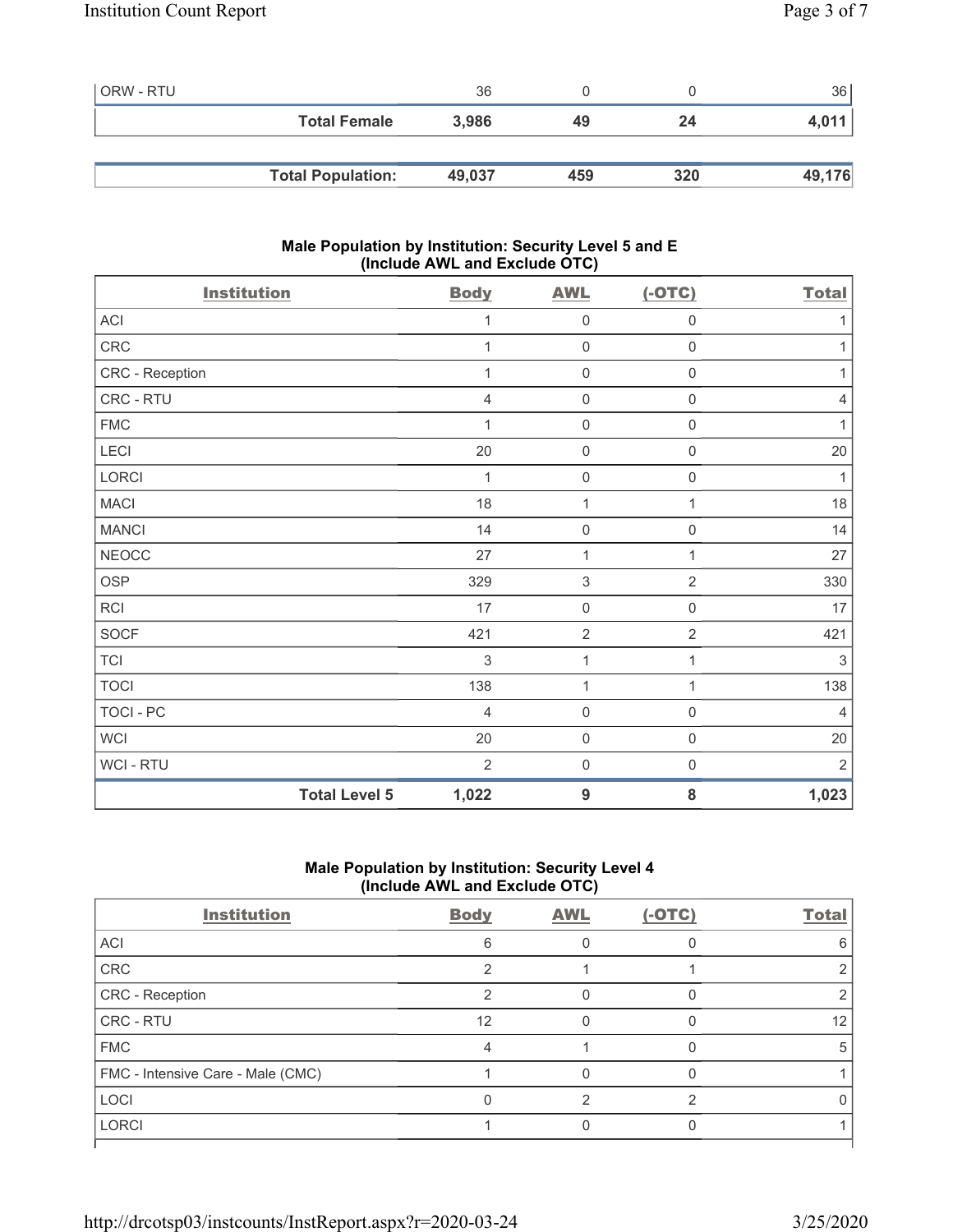| ORW - RTU | 36 | 0 | 0 | 36 |
|---|---|---|---|---|
| **Total Female** | **3,986** | **49** | **24** | **4,011** |

| **Total Population:** | **49,037** | **459** | **320** | **49,176** |
|---|---|---|---|---|

### Male Population by Institution: Security Level 5 and E (Include AWL and Exclude OTC)

| Institution | Body | AWL | (-OTC) | Total |
|---|---|---|---|---|
| ACI | 1 | 0 | 0 | 1 |
| CRC | 1 | 0 | 0 | 1 |
| CRC - Reception | 1 | 0 | 0 | 1 |
| CRC - RTU | 4 | 0 | 0 | 4 |
| FMC | 1 | 0 | 0 | 1 |
| LECI | 20 | 0 | 0 | 20 |
| LORCI | 1 | 0 | 0 | 1 |
| MACI | 18 | 1 | 1 | 18 |
| MANCI | 14 | 0 | 0 | 14 |
| NEOCC | 27 | 1 | 1 | 27 |
| OSP | 329 | 3 | 2 | 330 |
| RCI | 17 | 0 | 0 | 17 |
| SOCF | 421 | 2 | 2 | 421 |
| TCI | 3 | 1 | 1 | 3 |
| TOCI | 138 | 1 | 1 | 138 |
| TOCI - PC | 4 | 0 | 0 | 4 |
| WCI | 20 | 0 | 0 | 20 |
| WCI - RTU | 2 | 0 | 0 | 2 |
| **Total Level 5** | **1,022** | **9** | **8** | **1,023** |

### Male Population by Institution: Security Level 4 (Include AWL and Exclude OTC)

| Institution | Body | AWL | (-OTC) | Total |
|---|---|---|---|---|
| ACI | 6 | 0 | 0 | 6 |
| CRC | 2 | 1 | 1 | 2 |
| CRC - Reception | 2 | 0 | 0 | 2 |
| CRC - RTU | 12 | 0 | 0 | 12 |
| FMC | 4 | 1 | 0 | 5 |
| FMC - Intensive Care - Male (CMC) | 1 | 0 | 0 | 1 |
| LOCI | 0 | 2 | 2 | 0 |
| LORCI | 1 | 0 | 0 | 1 |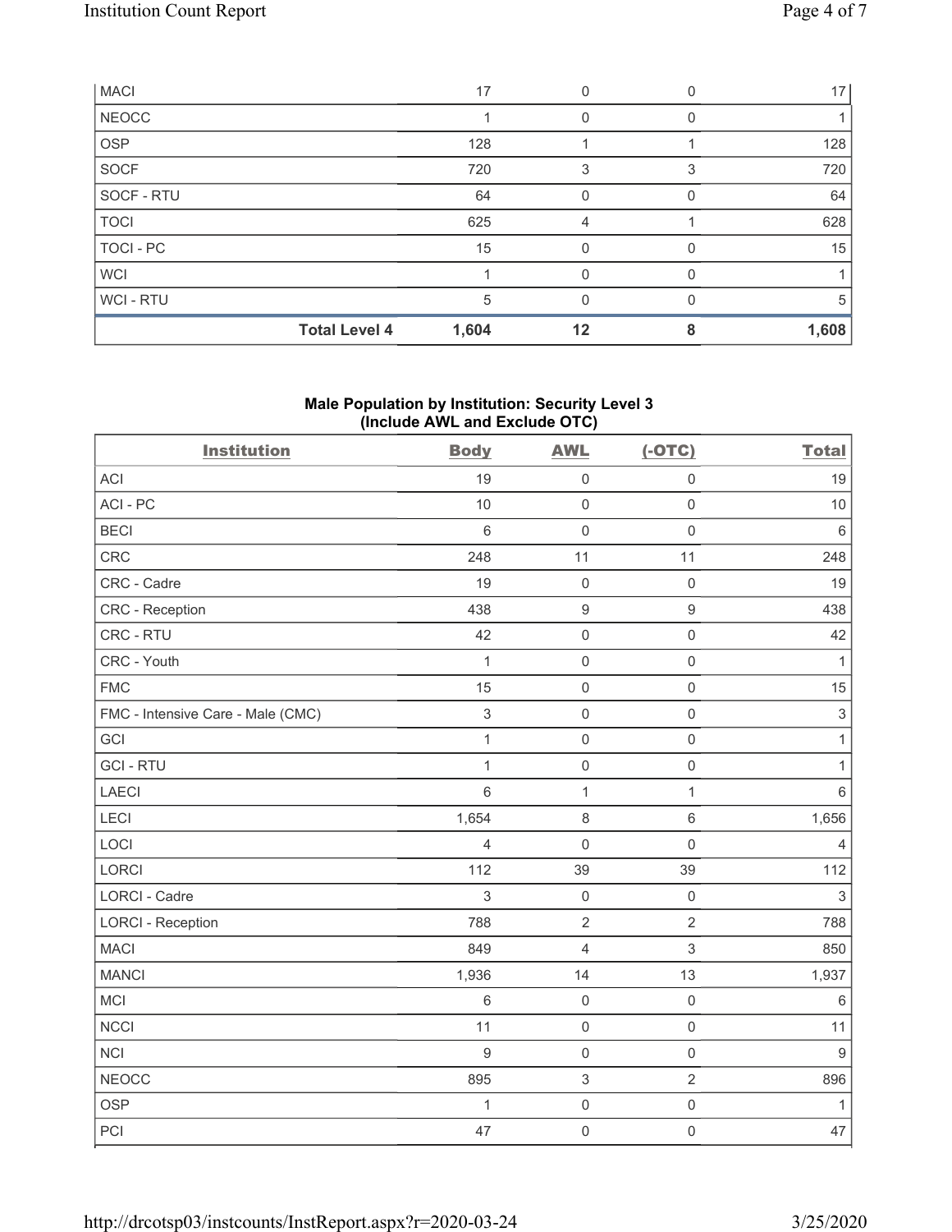| MACI | 17 | 0 | 0 | 17 |
|---|---|---|---|---|
| NEOCC | 1 | 0 | 0 | 1 |
| OSP | 128 | 1 | 1 | 128 |
| SOCF | 720 | 3 | 3 | 720 |
| SOCF - RTU | 64 | 0 | 0 | 64 |
| TOCI | 625 | 4 | 1 | 628 |
| TOCI - PC | 15 | 0 | 0 | 15 |
| WCI | 1 | 0 | 0 | 1 |
| WCI - RTU | 5 | 0 | 0 | 5 |
| **Total Level 4** | **1,604** | **12** | **8** | **1,608** |

## Male Population by Institution: Security Level 3 (Include AWL and Exclude OTC)

| Institution | Body | AWL | (-OTC) | Total |
|---|---|---|---|---|
| ACI | 19 | 0 | 0 | 19 |
| ACI - PC | 10 | 0 | 0 | 10 |
| BECI | 6 | 0 | 0 | 6 |
| CRC | 248 | 11 | 11 | 248 |
| CRC - Cadre | 19 | 0 | 0 | 19 |
| CRC - Reception | 438 | 9 | 9 | 438 |
| CRC - RTU | 42 | 0 | 0 | 42 |
| CRC - Youth | 1 | 0 | 0 | 1 |
| FMC | 15 | 0 | 0 | 15 |
| FMC - Intensive Care - Male (CMC) | 3 | 0 | 0 | 3 |
| GCI | 1 | 0 | 0 | 1 |
| GCI - RTU | 1 | 0 | 0 | 1 |
| LAECI | 6 | 1 | 1 | 6 |
| LECI | 1,654 | 8 | 6 | 1,656 |
| LOCI | 4 | 0 | 0 | 4 |
| LORCI | 112 | 39 | 39 | 112 |
| LORCI - Cadre | 3 | 0 | 0 | 3 |
| LORCI - Reception | 788 | 2 | 2 | 788 |
| MACI | 849 | 4 | 3 | 850 |
| MANCI | 1,936 | 14 | 13 | 1,937 |
| MCI | 6 | 0 | 0 | 6 |
| NCCI | 11 | 0 | 0 | 11 |
| NCI | 9 | 0 | 0 | 9 |
| NEOCC | 895 | 3 | 2 | 896 |
| OSP | 1 | 0 | 0 | 1 |
| PCI | 47 | 0 | 0 | 47 |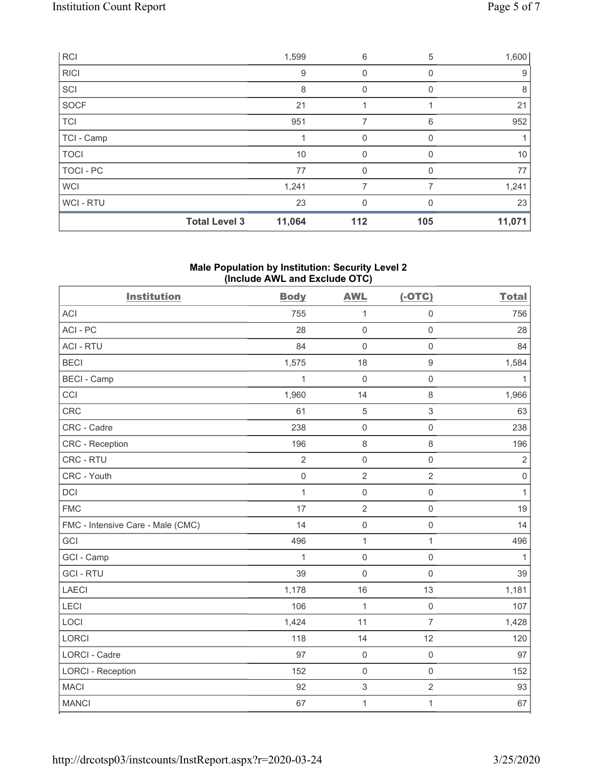| RCI | 1,599 | 6 | 5 | 1,600 |
|---|---|---|---|---|
| RICI | 9 | 0 | 0 | 9 |
| SCI | 8 | 0 | 0 | 8 |
| SOCF | 21 | 1 | 1 | 21 |
| TCI | 951 | 7 | 6 | 952 |
| TCI - Camp | 1 | 0 | 0 | 1 |
| TOCI | 10 | 0 | 0 | 10 |
| TOCI - PC | 77 | 0 | 0 | 77 |
| WCI | 1,241 | 7 | 7 | 1,241 |
| WCI - RTU | 23 | 0 | 0 | 23 |
| **Total Level 3** | **11,064** | **112** | **105** | **11,071** |

### Male Population by Institution: Security Level 2 (Include AWL and Exclude OTC)

| Institution | Body | AWL | (-OTC) | Total |
|---|---|---|---|---|
| ACI | 755 | 1 | 0 | 756 |
| ACI - PC | 28 | 0 | 0 | 28 |
| ACI - RTU | 84 | 0 | 0 | 84 |
| BECI | 1,575 | 18 | 9 | 1,584 |
| BECI - Camp | 1 | 0 | 0 | 1 |
| CCI | 1,960 | 14 | 8 | 1,966 |
| CRC | 61 | 5 | 3 | 63 |
| CRC - Cadre | 238 | 0 | 0 | 238 |
| CRC - Reception | 196 | 8 | 8 | 196 |
| CRC - RTU | 2 | 0 | 0 | 2 |
| CRC - Youth | 0 | 2 | 2 | 0 |
| DCI | 1 | 0 | 0 | 1 |
| FMC | 17 | 2 | 0 | 19 |
| FMC - Intensive Care - Male (CMC) | 14 | 0 | 0 | 14 |
| GCI | 496 | 1 | 1 | 496 |
| GCI - Camp | 1 | 0 | 0 | 1 |
| GCI - RTU | 39 | 0 | 0 | 39 |
| LAECI | 1,178 | 16 | 13 | 1,181 |
| LECI | 106 | 1 | 0 | 107 |
| LOCI | 1,424 | 11 | 7 | 1,428 |
| LORCI | 118 | 14 | 12 | 120 |
| LORCI - Cadre | 97 | 0 | 0 | 97 |
| LORCI - Reception | 152 | 0 | 0 | 152 |
| MACI | 92 | 3 | 2 | 93 |
| MANCI | 67 | 1 | 1 | 67 |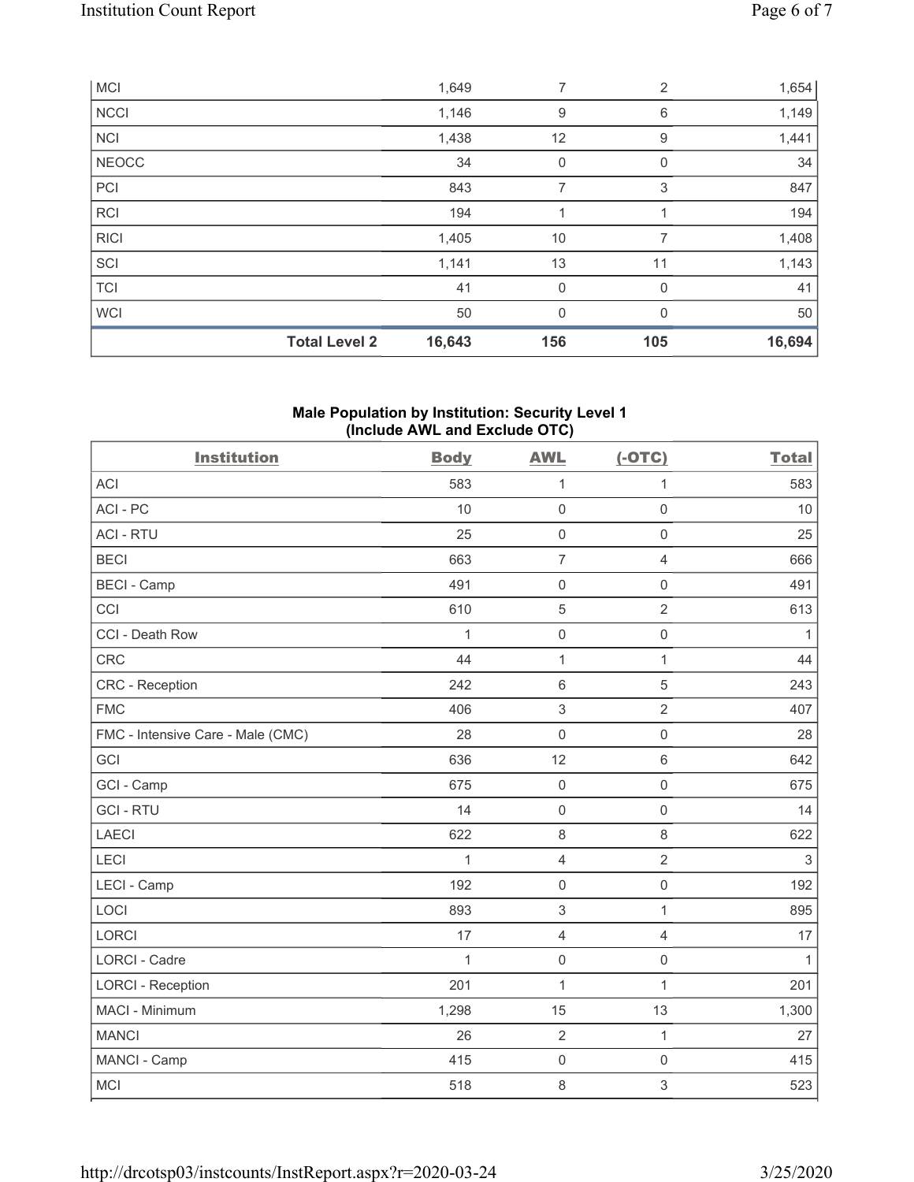| MCI | 1,649 | 7 | 2 | 1,654 |
|---|---|---|---|---|
| NCCI | 1,146 | 9 | 6 | 1,149 |
| NCI | 1,438 | 12 | 9 | 1,441 |
| NEOCC | 34 | 0 | 0 | 34 |
| PCI | 843 | 7 | 3 | 847 |
| RCI | 194 | 1 | 1 | 194 |
| RICI | 1,405 | 10 | 7 | 1,408 |
| SCI | 1,141 | 13 | 11 | 1,143 |
| TCI | 41 | 0 | 0 | 41 |
| WCI | 50 | 0 | 0 | 50 |
| **Total Level 2** | **16,643** | **156** | **105** | **16,694** |

**Male Population by Institution: Security Level 1 (Include AWL and Exclude OTC)**

| Institution | Body | AWL | (-OTC) | Total |
|---|---|---|---|---|
| ACI | 583 | 1 | 1 | 583 |
| ACI - PC | 10 | 0 | 0 | 10 |
| ACI - RTU | 25 | 0 | 0 | 25 |
| BECI | 663 | 7 | 4 | 666 |
| BECI - Camp | 491 | 0 | 0 | 491 |
| CCI | 610 | 5 | 2 | 613 |
| CCI - Death Row | 1 | 0 | 0 | 1 |
| CRC | 44 | 1 | 1 | 44 |
| CRC - Reception | 242 | 6 | 5 | 243 |
| FMC | 406 | 3 | 2 | 407 |
| FMC - Intensive Care - Male (CMC) | 28 | 0 | 0 | 28 |
| GCI | 636 | 12 | 6 | 642 |
| GCI - Camp | 675 | 0 | 0 | 675 |
| GCI - RTU | 14 | 0 | 0 | 14 |
| LAECI | 622 | 8 | 8 | 622 |
| LECI | 1 | 4 | 2 | 3 |
| LECI - Camp | 192 | 0 | 0 | 192 |
| LOCI | 893 | 3 | 1 | 895 |
| LORCI | 17 | 4 | 4 | 17 |
| LORCI - Cadre | 1 | 0 | 0 | 1 |
| LORCI - Reception | 201 | 1 | 1 | 201 |
| MACI - Minimum | 1,298 | 15 | 13 | 1,300 |
| MANCI | 26 | 2 | 1 | 27 |
| MANCI - Camp | 415 | 0 | 0 | 415 |
| MCI | 518 | 8 | 3 | 523 |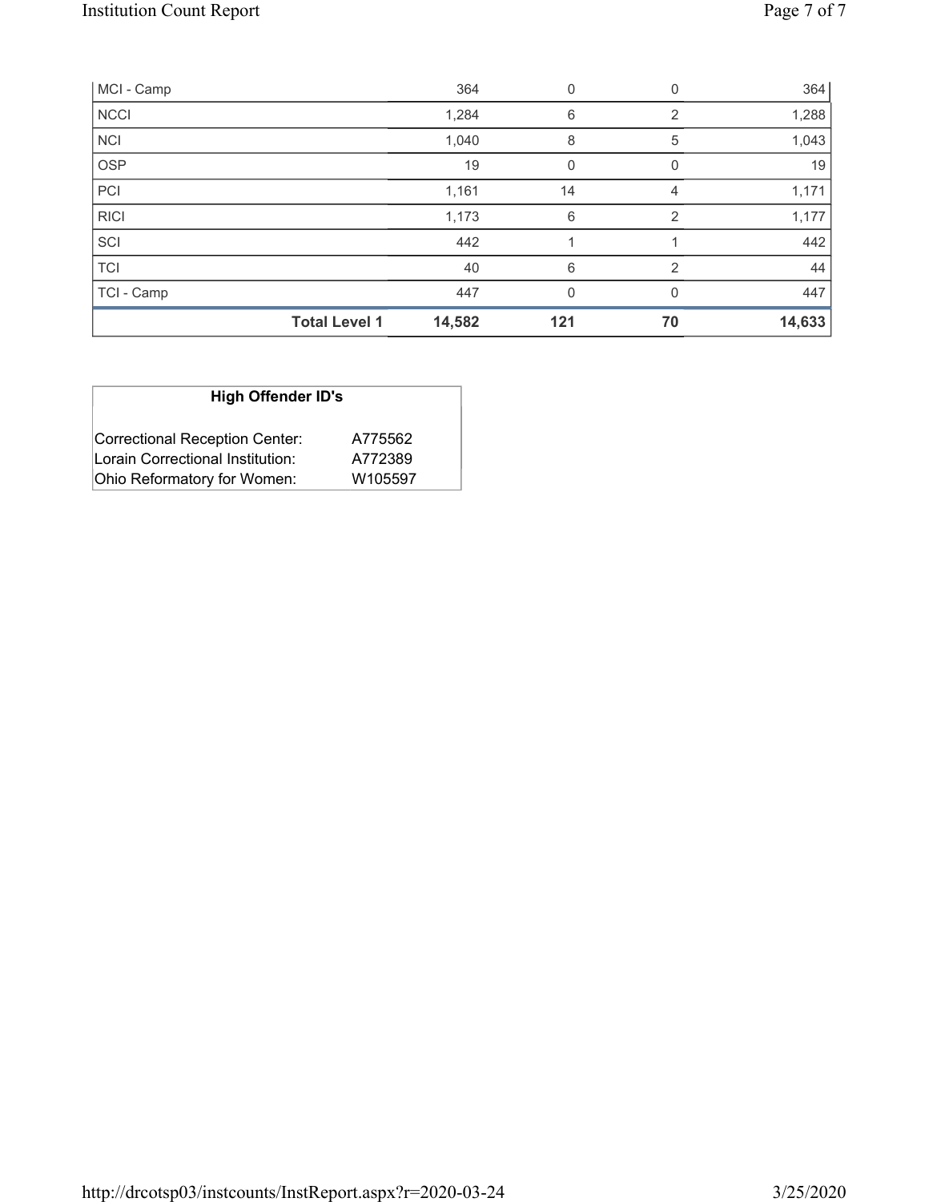| | | | | |
|---|---|---|---|---|
| MCI - Camp | 364 | 0 | 0 | 364 |
| NCCI | 1,284 | 6 | 2 | 1,288 |
| NCI | 1,040 | 8 | 5 | 1,043 |
| OSP | 19 | 0 | 0 | 19 |
| PCI | 1,161 | 14 | 4 | 1,171 |
| RICI | 1,173 | 6 | 2 | 1,177 |
| SCI | 442 | 1 | 1 | 442 |
| TCI | 40 | 6 | 2 | 44 |
| TCI - Camp | 447 | 0 | 0 | 447 |
| **Total Level 1** | **14,582** | **121** | **70** | **14,633** |

| High Offender ID's | |
|---|---|
| Correctional Reception Center: | A775562 |
| Lorain Correctional Institution: | A772389 |
| Ohio Reformatory for Women: | W105597 |